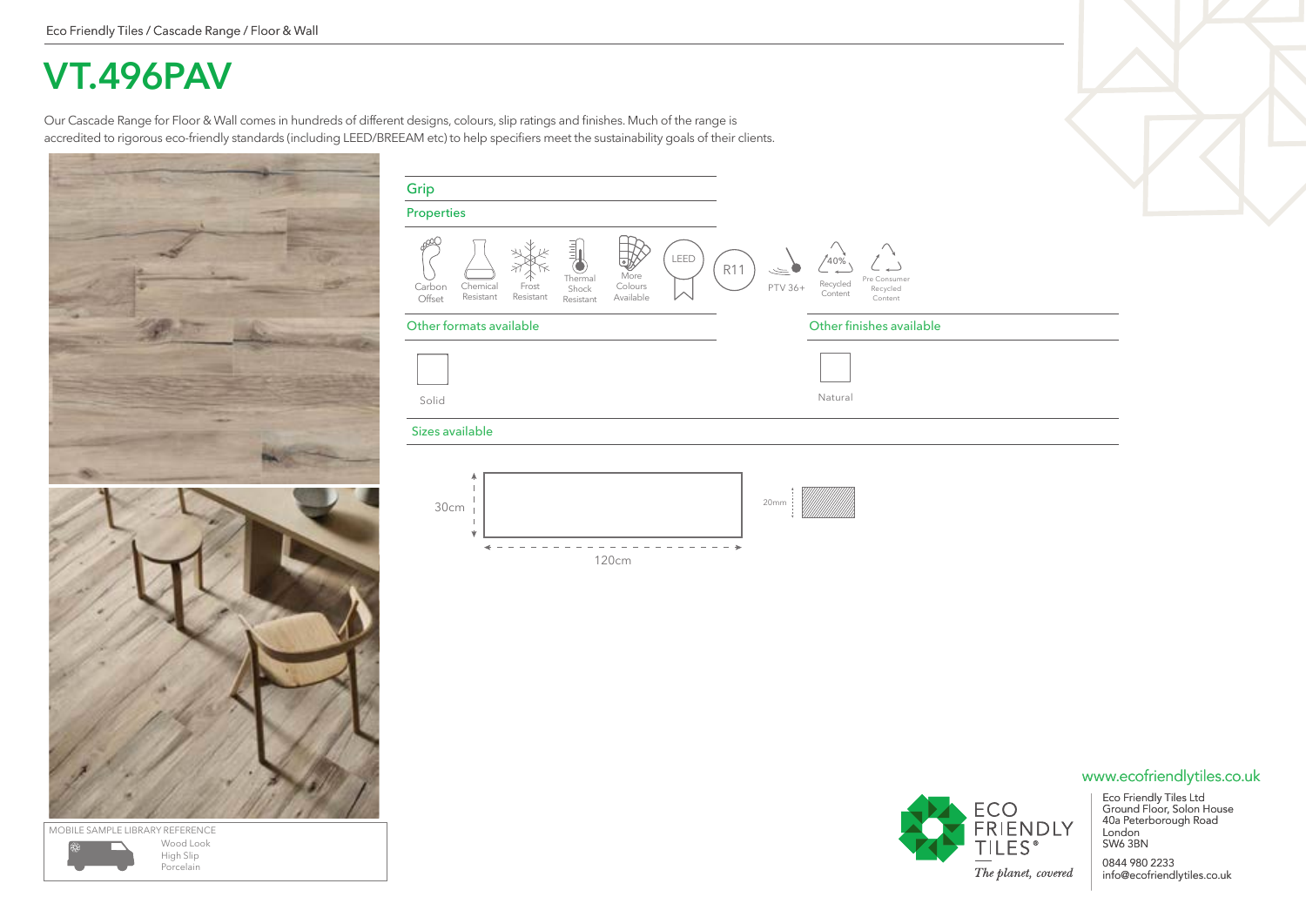Eco Friendly Tiles / Cascade Range / Floor & Wall

# VT.496PAV

Our Cascade Range for Floor & Wall comes in hundreds of different designs, colours, slip ratings and finishes. Much of the range is accredited to rigorous eco-friendly standards (including LEED/BREEAM etc) to help specifiers meet the sustainability goals of their clients.

## Grip

## Properties

- Carbon Offset
- Chemical Resistant
- Frost Resistant
- Thermal Shock Resistant
- More Colours Available
- LEED
- R11
- PTV 36+
- 40% Recycled Content
- Pre Consumer Recycled Content

## Other formats available

Solid

## Other finishes available

Natural

## Sizes available

30cm × 120cm

20mm

MOBILE SAMPLE LIBRARY REFERENCE

Wood Look
High Slip
Porcelain

ECO FRIENDLY TILES®

*The planet, covered*

www.ecofriendlytiles.co.uk

Eco Friendly Tiles Ltd
Ground Floor, Solon House
40a Peterborough Road
London
SW6 3BN

0844 980 2233
info@ecofriendlytiles.co.uk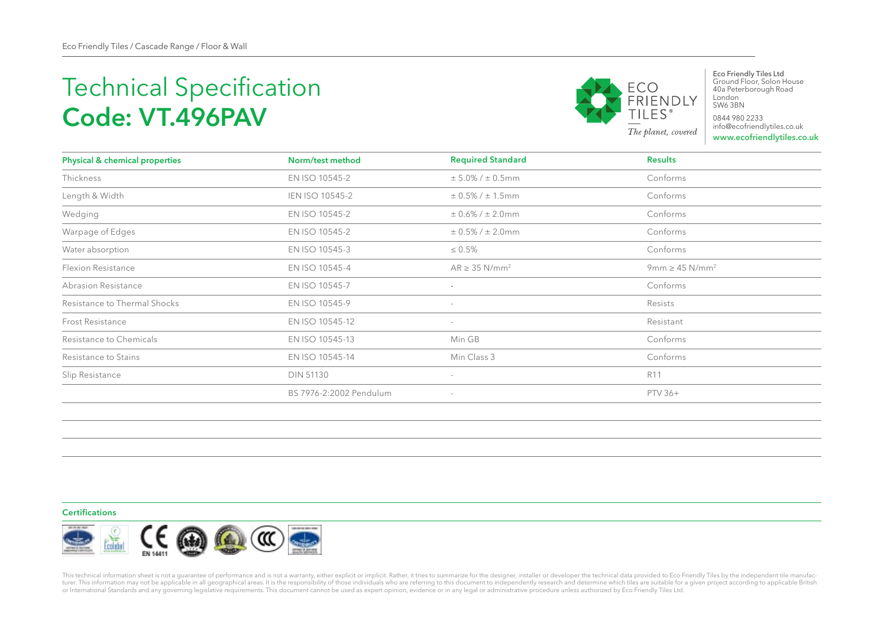Eco Friendly Tiles / Cascade Range / Floor & Wall

# Technical Specification
## Code: VT.496PAV

ECO FRIENDLY TILES®
*The planet, covered*

Eco Friendly Tiles Ltd
Ground Floor, Solon House
40a Peterborough Road
London
SW6 3BN

0844 980 2233
info@ecofriendlytiles.co.uk
**www.ecofriendlytiles.co.uk**

| Physical & chemical properties | Norm/test method | Required Standard | Results |
|---|---|---|---|
| Thickness | EN ISO 10545-2 | ± 5.0% / ± 0.5mm | Conforms |
| Length & Width | IEN ISO 10545-2 | ± 0.5% / ± 1.5mm | Conforms |
| Wedging | EN ISO 10545-2 | ± 0.6% / ± 2.0mm | Conforms |
| Warpage of Edges | EN ISO 10545-2 | ± 0.5% / ± 2.0mm | Conforms |
| Water absorption | EN ISO 10545-3 | ≤ 0.5% | Conforms |
| Flexion Resistance | EN ISO 10545-4 | AR ≥ 35 $N/mm^2$ | 9mm ≥ 45 $N/mm^2$ |
| Abrasion Resistance | EN ISO 10545-7 | - | Conforms |
| Resistance to Thermal Shocks | EN ISO 10545-9 | - | Resists |
| Frost Resistance | EN ISO 10545-12 | - | Resistant |
| Resistance to Chemicals | EN ISO 10545-13 | Min GB | Conforms |
| Resistance to Stains | EN ISO 10545-14 | Min Class 3 | Conforms |
| Slip Resistance | DIN 51130 | - | R11 |
| | BS 7976-2:2002 Pendulum | - | PTV 36+ |

**Certifications**

EN 14411

This technical information sheet is not a guarantee of performance and is not a warranty, either explicit or implicit. Rather, it tries to summarize for the designer, installer or developer the technical data provided to Eco Friendly Tiles by the independent tile manufacturer. This information may not be applicable in all geographical areas. It is the responsibility of those individuals who are referring to this document to independently research and determine which tiles are suitable for a given project according to applicable British or International Standards and any governing legislative requirements. This document cannot be used as expert opinion, evidence or in any legal or administrative procedure unless authorized by Eco Friendly Tiles Ltd.